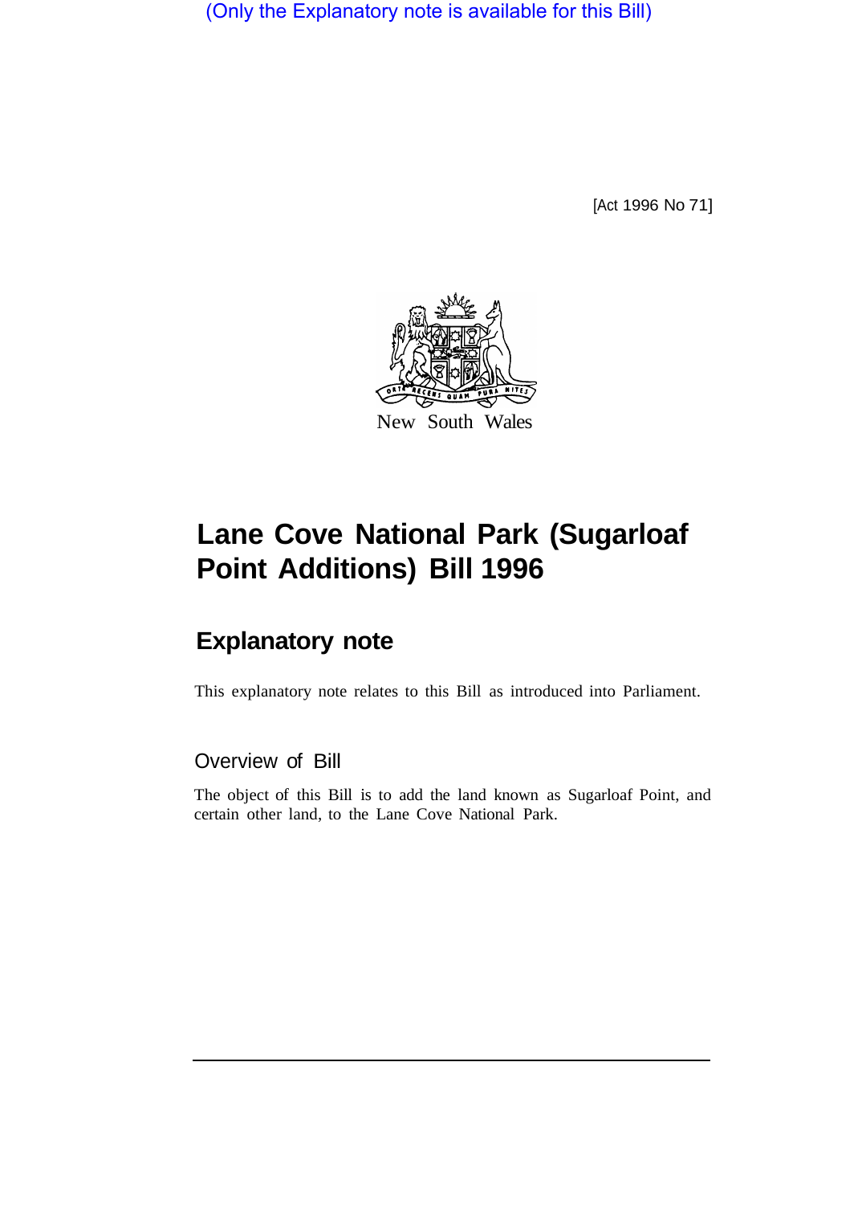(Only the Explanatory note is available for this Bill)

[Act 1996 No 71]

New South Wales

# Lane Cove National Park (Sugarloaf Point Additions) Bill 1996

## Explanatory note

This explanatory note relates to this Bill as introduced into Parliament.

### Overview of Bill

The object of this Bill is to add the land known as Sugarloaf Point, and certain other land, to the Lane Cove National Park.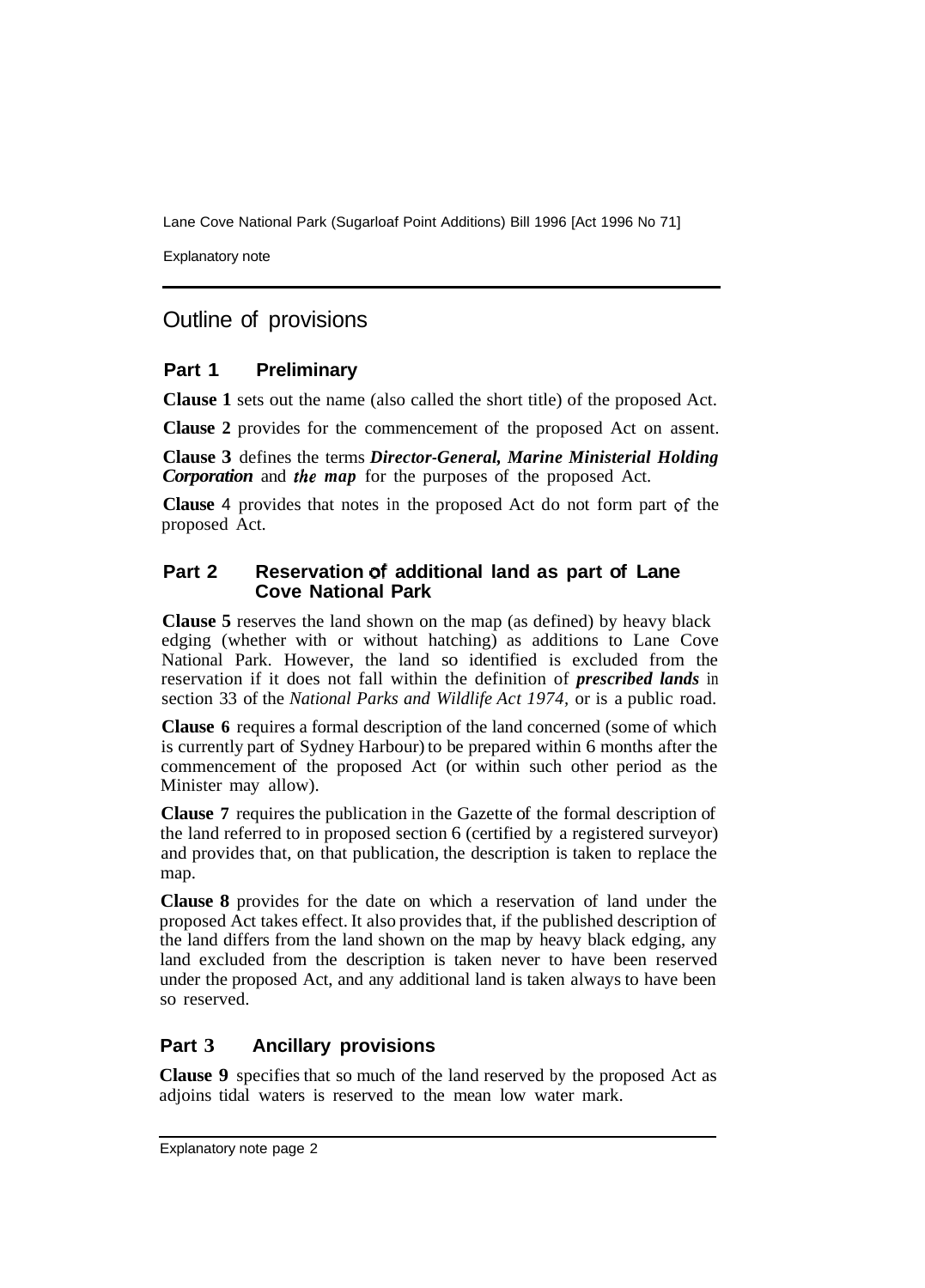## Outline of provisions

### Part 1 Preliminary

**Clause 1** sets out the name (also called the short title) of the proposed Act.

**Clause 2** provides for the commencement of the proposed Act on assent.

**Clause 3** defines the terms ***Director-General, Marine Ministerial Holding Corporation*** and ***the map*** for the purposes of the proposed Act.

**Clause** 4 provides that notes in the proposed Act do not form part of the proposed Act.

### Part 2 Reservation of additional land as part of Lane Cove National Park

**Clause 5** reserves the land shown on the map (as defined) by heavy black edging (whether with or without hatching) as additions to Lane Cove National Park. However, the land so identified is excluded from the reservation if it does not fall within the definition of ***prescribed lands*** in section 33 of the *National Parks and Wildlife Act 1974*, or is a public road.

**Clause 6** requires a formal description of the land concerned (some of which is currently part of Sydney Harbour) to be prepared within 6 months after the commencement of the proposed Act (or within such other period as the Minister may allow).

**Clause 7** requires the publication in the Gazette of the formal description of the land referred to in proposed section 6 (certified by a registered surveyor) and provides that, on that publication, the description is taken to replace the map.

**Clause 8** provides for the date on which a reservation of land under the proposed Act takes effect. It also provides that, if the published description of the land differs from the land shown on the map by heavy black edging, any land excluded from the description is taken never to have been reserved under the proposed Act, and any additional land is taken always to have been so reserved.

### Part 3 Ancillary provisions

**Clause 9** specifies that so much of the land reserved by the proposed Act as adjoins tidal waters is reserved to the mean low water mark.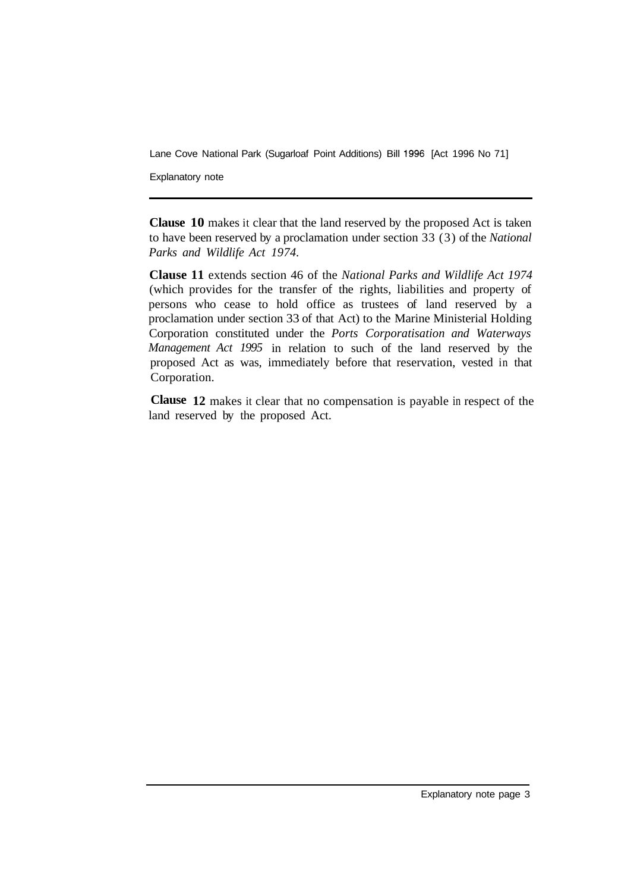**Clause 10** makes it clear that the land reserved by the proposed Act is taken to have been reserved by a proclamation under section 33 (3) of the *National Parks and Wildlife Act 1974*.

**Clause 11** extends section 46 of the *National Parks and Wildlife Act 1974* (which provides for the transfer of the rights, liabilities and property of persons who cease to hold office as trustees of land reserved by a proclamation under section 33 of that Act) to the Marine Ministerial Holding Corporation constituted under the *Ports Corporatisation and Waterways Management Act 1995* in relation to such of the land reserved by the proposed Act as was, immediately before that reservation, vested in that Corporation.

**Clause 12** makes it clear that no compensation is payable in respect of the land reserved by the proposed Act.